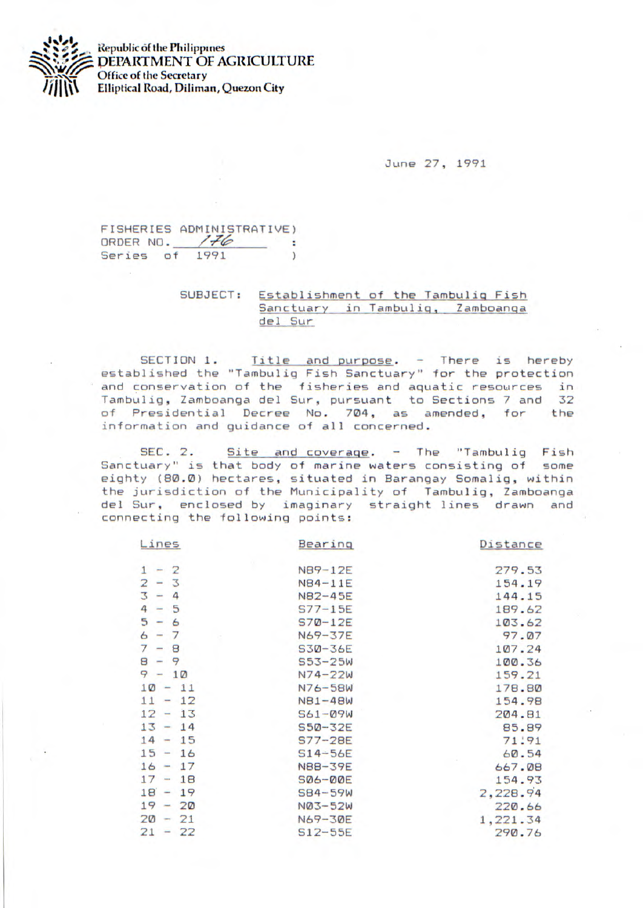Republic of the Philippines
DEPARTMENT OF AGRICULTURE
Office of the Secretary
Elliptical Road, Diliman, Quezon City

June 27, 1991

FISHERIES ADMINISTRATIVE)
ORDER NO. 176 :
Series of 1991 )

SUBJECT: Establishment of the Tambulig Fish Sanctuary in Tambulig, Zamboanga del Sur

SECTION 1. Title and purpose. - There is hereby established the "Tambulig Fish Sanctuary" for the protection and conservation of the fisheries and aquatic resources in Tambulig, Zamboanga del Sur, pursuant to Sections 7 and 32 of Presidential Decree No. 704, as amended, for the information and guidance of all concerned.

SEC. 2. Site and coverage. - The "Tambulig Fish Sanctuary" is that body of marine waters consisting of some eighty (80.0) hectares, situated in Barangay Somalig, within the jurisdiction of the Municipality of Tambulig, Zamboanga del Sur, enclosed by imaginary straight lines drawn and connecting the following points:

| Lines | Bearing | Distance |
|---|---|---|
| 1 - 2 | N89-12E | 279.53 |
| 2 - 3 | N84-11E | 154.19 |
| 3 - 4 | N82-45E | 144.15 |
| 4 - 5 | S77-15E | 189.62 |
| 5 - 6 | S70-12E | 103.62 |
| 6 - 7 | N69-37E | 97.07 |
| 7 - 8 | S30-36E | 107.24 |
| 8 - 9 | S53-25W | 100.36 |
| 9 - 10 | N74-22W | 159.21 |
| 10 - 11 | N76-58W | 178.80 |
| 11 - 12 | N81-48W | 154.98 |
| 12 - 13 | S61-09W | 204.81 |
| 13 - 14 | S50-32E | 85.89 |
| 14 - 15 | S77-28E | 71.91 |
| 15 - 16 | S14-56E | 60.54 |
| 16 - 17 | N88-39E | 667.08 |
| 17 - 18 | S06-00E | 154.93 |
| 18 - 19 | S84-59W | 2,228.94 |
| 19 - 20 | N03-52W | 220.66 |
| 20 - 21 | N69-30E | 1,221.34 |
| 21 - 22 | S12-55E | 290.76 |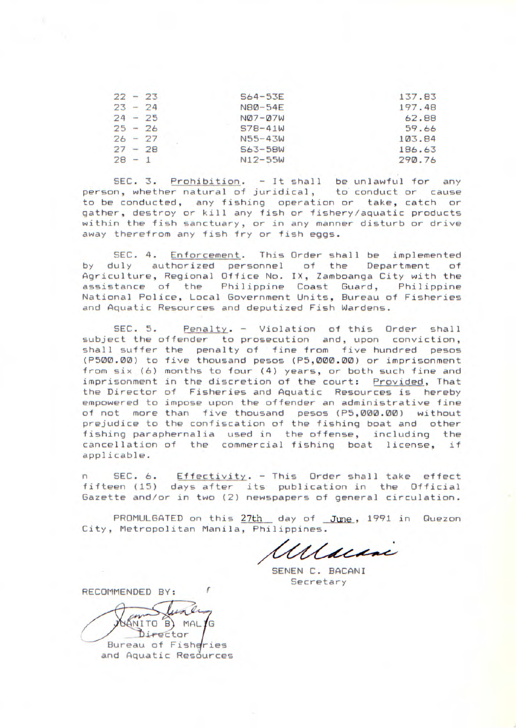| | | |
|---|---|---|
| 22 - 23 | S64-53E | 137.83 |
| 23 - 24 | N80-54E | 197.48 |
| 24 - 25 | N07-07W | 62.88 |
| 25 - 26 | S78-41W | 59.66 |
| 26 - 27 | N55-43W | 103.84 |
| 27 - 28 | S63-58W | 186.63 |
| 28 - 1 | N12-55W | 290.76 |

SEC. 3. Prohibition. - It shall be unlawful for any person, whether natural of juridical, to conduct or cause to be conducted, any fishing operation or take, catch or gather, destroy or kill any fish or fishery/aquatic products within the fish sanctuary, or in any manner disturb or drive away therefrom any fish fry or fish eggs.

SEC. 4. Enforcement. This Order shall be implemented by duly authorized personnel of the Department of Agriculture, Regional Office No. IX, Zamboanga City with the assistance of the Philippine Coast Guard, Philippine National Police, Local Government Units, Bureau of Fisheries and Aquatic Resources and deputized Fish Wardens.

SEC. 5. Penalty. - Violation of this Order shall subject the offender to prosecution and, upon conviction, shall suffer the penalty of fine from five hundred pesos (P500.00) to five thousand pesos (P5,000.00) or imprisonment from six (6) months to four (4) years, or both such fine and imprisonment in the discretion of the court: Provided, That the Director of Fisheries and Aquatic Resources is hereby empowered to impose upon the offender an administrative fine of not more than five thousand pesos (P5,000.00) without prejudice to the confiscation of the fishing boat and other fishing paraphernalia used in the offense, including the cancellation of the commercial fishing boat license, if applicable.

n SEC. 6. Effectivity. - This Order shall take effect fifteen (15) days after its publication in the Official Gazette and/or in two (2) newspapers of general circulation.

PROMULGATED on this 27th day of June, 1991 in Quezon City, Metropolitan Manila, Philippines.

SENEN C. BACANI
Secretary

RECOMMENDED BY:

JUANITO B. MALIG
Director
Bureau of Fisheries
and Aquatic Resources